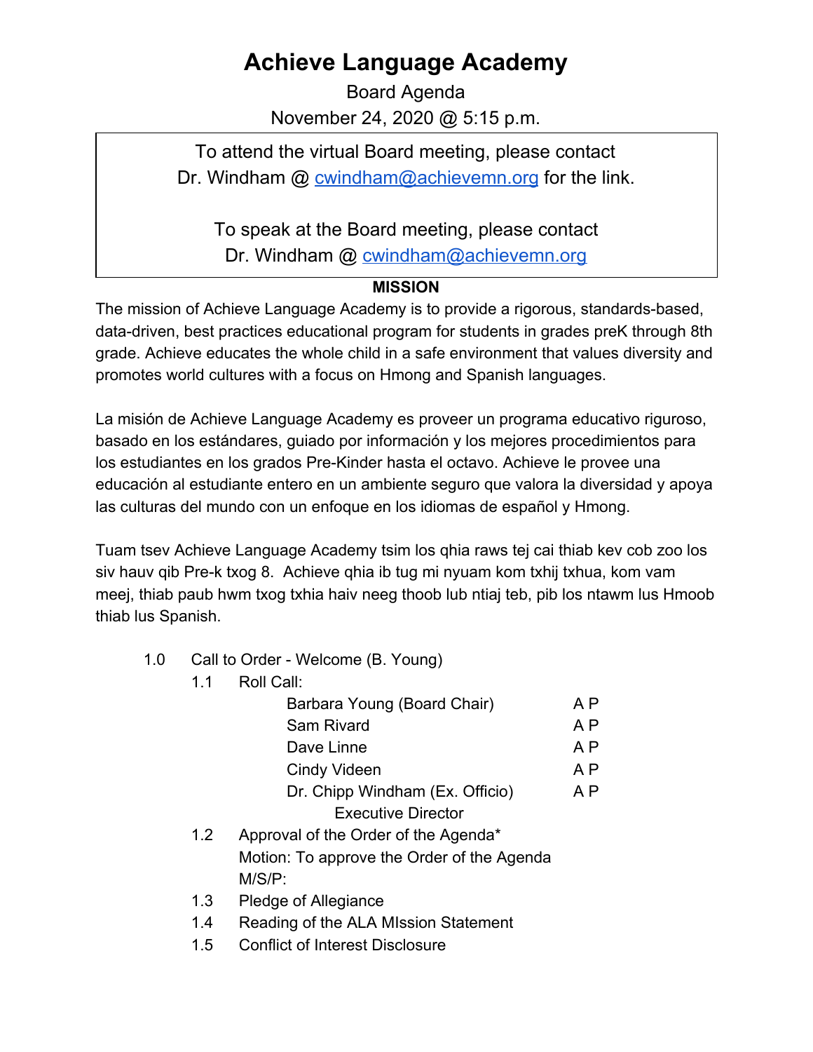# Achieve Language Academy

Board Agenda

November 24, 2020 @ 5:15 p.m.

> To attend the virtual Board meeting, please contact Dr. Windham @ cwindham@achievemn.org for the link.
>
> To speak at the Board meeting, please contact Dr. Windham @ cwindham@achievemn.org

**MISSION**

The mission of Achieve Language Academy is to provide a rigorous, standards-based, data-driven, best practices educational program for students in grades preK through 8th grade. Achieve educates the whole child in a safe environment that values diversity and promotes world cultures with a focus on Hmong and Spanish languages.

La misión de Achieve Language Academy es proveer un programa educativo riguroso, basado en los estándares, guiado por información y los mejores procedimientos para los estudiantes en los grados Pre-Kinder hasta el octavo. Achieve le provee una educación al estudiante entero en un ambiente seguro que valora la diversidad y apoya las culturas del mundo con un enfoque en los idiomas de español y Hmong.

Tuam tsev Achieve Language Academy tsim los qhia raws tej cai thiab kev cob zoo los siv hauv qib Pre-k txog 8. Achieve qhia ib tug mi nyuam kom txhij txhua, kom vam meej, thiab paub hwm txog txhia haiv neeg thoob lub ntiaj teb, pib los ntawm lus Hmoob thiab lus Spanish.

- 1.0 Call to Order - Welcome (B. Young)
  - 1.1 Roll Call:

    | | |
    |---|---|
    | Barbara Young (Board Chair) | A P |
    | Sam Rivard | A P |
    | Dave Linne | A P |
    | Cindy Videen | A P |
    | Dr. Chipp Windham (Ex. Officio) Executive Director | A P |

  - 1.2 Approval of the Order of the Agenda*
    Motion: To approve the Order of the Agenda
    M/S/P:
  - 1.3 Pledge of Allegiance
  - 1.4 Reading of the ALA MIssion Statement
  - 1.5 Conflict of Interest Disclosure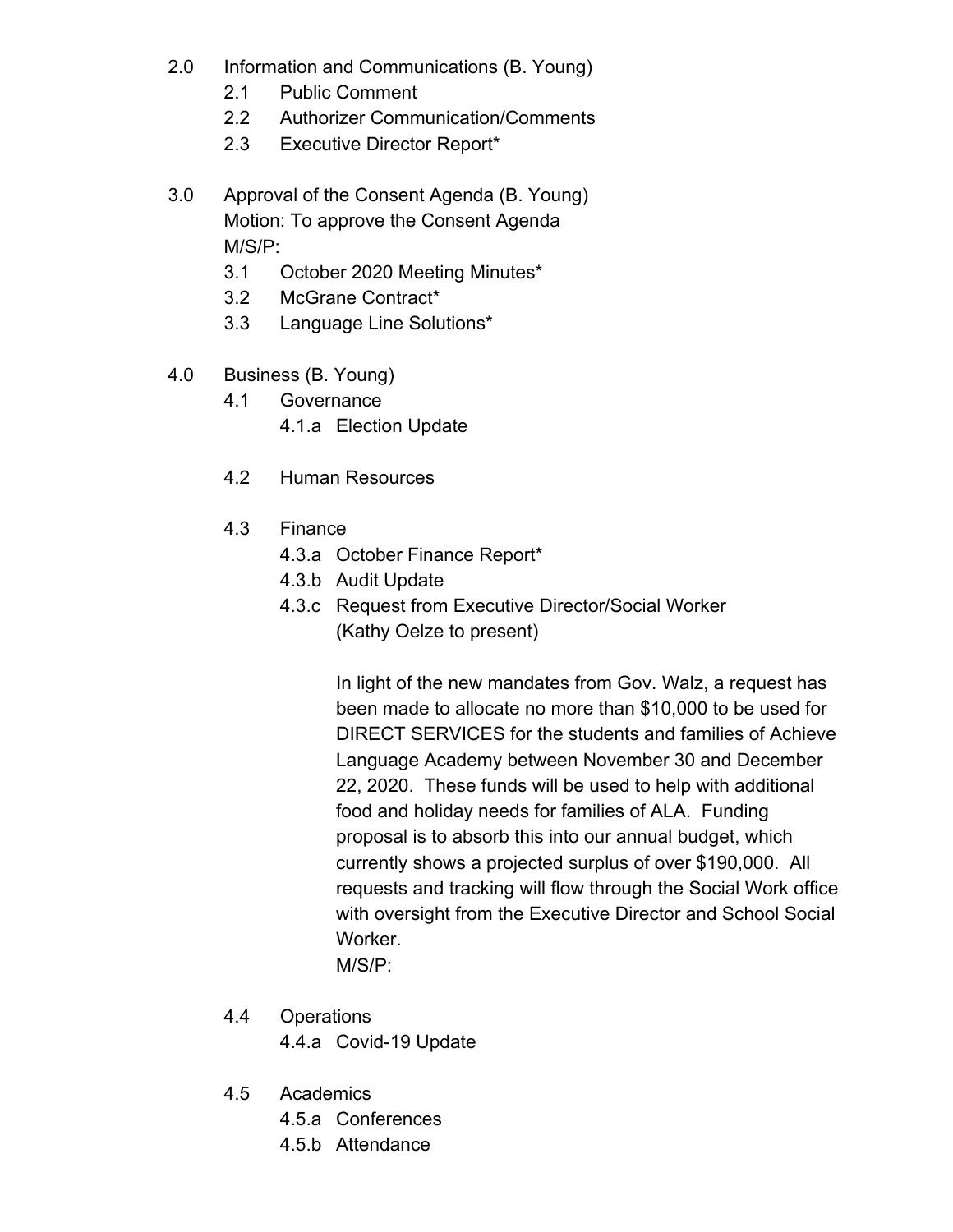2.0 Information and Communications (B. Young)

- 2.1 Public Comment
- 2.2 Authorizer Communication/Comments
- 2.3 Executive Director Report*

3.0 Approval of the Consent Agenda (B. Young)
Motion: To approve the Consent Agenda
M/S/P:

- 3.1 October 2020 Meeting Minutes*
- 3.2 McGrane Contract*
- 3.3 Language Line Solutions*

4.0 Business (B. Young)

- 4.1 Governance
  - 4.1.a Election Update
- 4.2 Human Resources
- 4.3 Finance
  - 4.3.a October Finance Report*
  - 4.3.b Audit Update
  - 4.3.c Request from Executive Director/Social Worker (Kathy Oelze to present)

    In light of the new mandates from Gov. Walz, a request has been made to allocate no more than $10,000 to be used for DIRECT SERVICES for the students and families of Achieve Language Academy between November 30 and December 22, 2020. These funds will be used to help with additional food and holiday needs for families of ALA. Funding proposal is to absorb this into our annual budget, which currently shows a projected surplus of over $190,000. All requests and tracking will flow through the Social Work office with oversight from the Executive Director and School Social Worker.
    M/S/P:
- 4.4 Operations
  - 4.4.a Covid-19 Update
- 4.5 Academics
  - 4.5.a Conferences
  - 4.5.b Attendance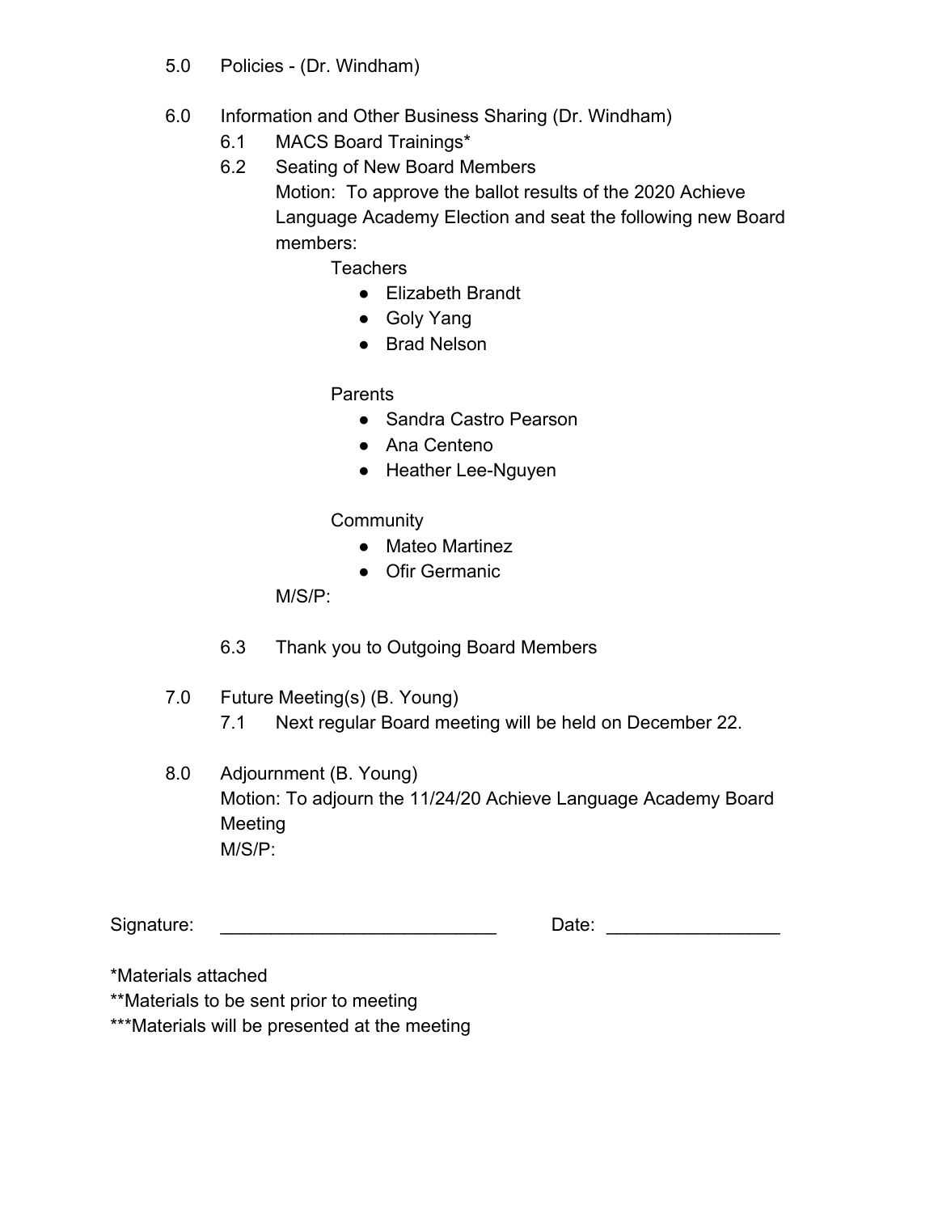5.0 Policies - (Dr. Windham)

6.0 Information and Other Business Sharing (Dr. Windham)

- 6.1 MACS Board Trainings*
- 6.2 Seating of New Board Members

  Motion: To approve the ballot results of the 2020 Achieve Language Academy Election and seat the following new Board members:

  Teachers
  - Elizabeth Brandt
  - Goly Yang
  - Brad Nelson

  Parents
  - Sandra Castro Pearson
  - Ana Centeno
  - Heather Lee-Nguyen

  Community
  - Mateo Martinez
  - Ofir Germanic

  M/S/P:

- 6.3 Thank you to Outgoing Board Members

7.0 Future Meeting(s) (B. Young)

- 7.1 Next regular Board meeting will be held on December 22.

8.0 Adjournment (B. Young)

Motion: To adjourn the 11/24/20 Achieve Language Academy Board Meeting

M/S/P:

Signature: ___________________________ Date: _________________

*Materials attached

**Materials to be sent prior to meeting

***Materials will be presented at the meeting